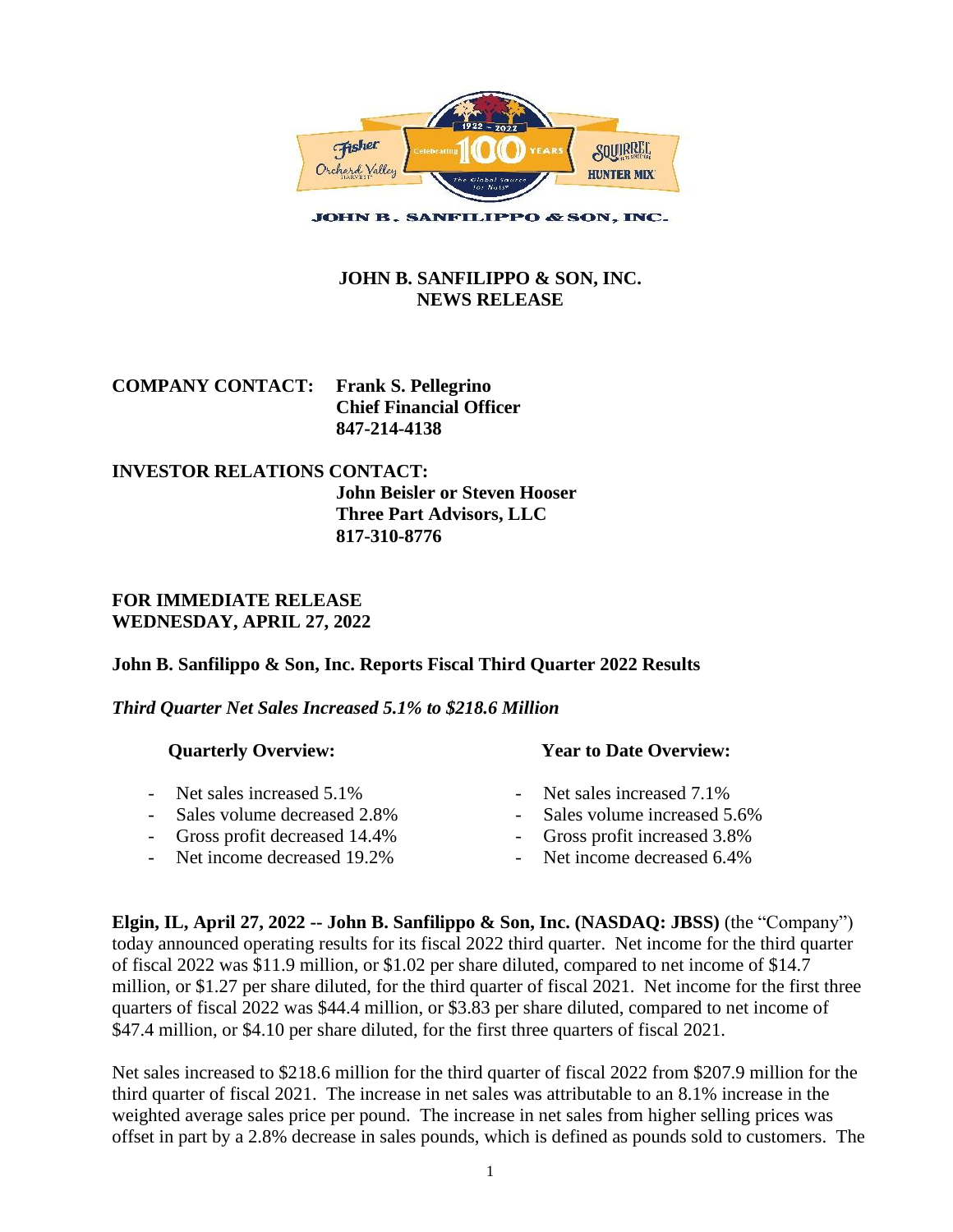# JOHN B. SANFILIPPO & SON, INC.
## NEWS RELEASE

**COMPANY CONTACT:** **Frank S. Pellegrino**
**Chief Financial Officer**
**847-214-4138**

**INVESTOR RELATIONS CONTACT:**
**John Beisler or Steven Hooser**
**Three Part Advisors, LLC**
**817-310-8776**

**FOR IMMEDIATE RELEASE**
**WEDNESDAY, APRIL 27, 2022**

**John B. Sanfilippo & Son, Inc. Reports Fiscal Third Quarter 2022 Results**

***Third Quarter Net Sales Increased 5.1% to $218.6 Million***

**Quarterly Overview:**

- Net sales increased 5.1%
- Sales volume decreased 2.8%
- Gross profit decreased 14.4%
- Net income decreased 19.2%

**Year to Date Overview:**

- Net sales increased 7.1%
- Sales volume increased 5.6%
- Gross profit increased 3.8%
- Net income decreased 6.4%

**Elgin, IL, April 27, 2022 -- John B. Sanfilippo & Son, Inc. (NASDAQ: JBSS)** (the "Company") today announced operating results for its fiscal 2022 third quarter. Net income for the third quarter of fiscal 2022 was $11.9 million, or $1.02 per share diluted, compared to net income of $14.7 million, or $1.27 per share diluted, for the third quarter of fiscal 2021. Net income for the first three quarters of fiscal 2022 was $44.4 million, or $3.83 per share diluted, compared to net income of $47.4 million, or $4.10 per share diluted, for the first three quarters of fiscal 2021.

Net sales increased to $218.6 million for the third quarter of fiscal 2022 from $207.9 million for the third quarter of fiscal 2021. The increase in net sales was attributable to an 8.1% increase in the weighted average sales price per pound. The increase in net sales from higher selling prices was offset in part by a 2.8% decrease in sales pounds, which is defined as pounds sold to customers. The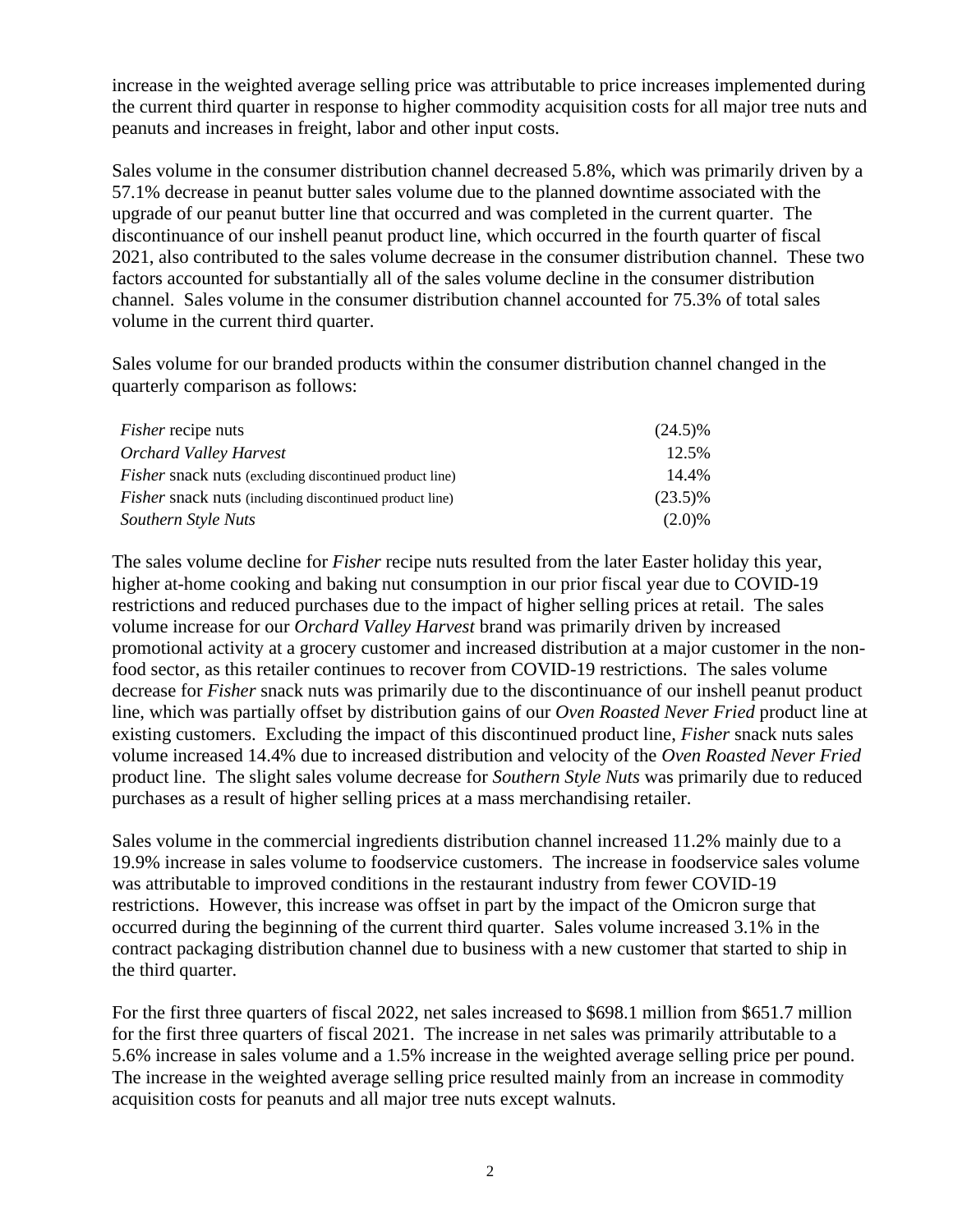increase in the weighted average selling price was attributable to price increases implemented during the current third quarter in response to higher commodity acquisition costs for all major tree nuts and peanuts and increases in freight, labor and other input costs.

Sales volume in the consumer distribution channel decreased 5.8%, which was primarily driven by a 57.1% decrease in peanut butter sales volume due to the planned downtime associated with the upgrade of our peanut butter line that occurred and was completed in the current quarter. The discontinuance of our inshell peanut product line, which occurred in the fourth quarter of fiscal 2021, also contributed to the sales volume decrease in the consumer distribution channel. These two factors accounted for substantially all of the sales volume decline in the consumer distribution channel. Sales volume in the consumer distribution channel accounted for 75.3% of total sales volume in the current third quarter.

Sales volume for our branded products within the consumer distribution channel changed in the quarterly comparison as follows:

| | |
|---|---|
| *Fisher* recipe nuts | (24.5)% |
| *Orchard Valley Harvest* | 12.5% |
| *Fisher* snack nuts (excluding discontinued product line) | 14.4% |
| *Fisher* snack nuts (including discontinued product line) | (23.5)% |
| *Southern Style Nuts* | (2.0)% |

The sales volume decline for *Fisher* recipe nuts resulted from the later Easter holiday this year, higher at-home cooking and baking nut consumption in our prior fiscal year due to COVID-19 restrictions and reduced purchases due to the impact of higher selling prices at retail. The sales volume increase for our *Orchard Valley Harvest* brand was primarily driven by increased promotional activity at a grocery customer and increased distribution at a major customer in the non-food sector, as this retailer continues to recover from COVID-19 restrictions. The sales volume decrease for *Fisher* snack nuts was primarily due to the discontinuance of our inshell peanut product line, which was partially offset by distribution gains of our *Oven Roasted Never Fried* product line at existing customers. Excluding the impact of this discontinued product line, *Fisher* snack nuts sales volume increased 14.4% due to increased distribution and velocity of the *Oven Roasted Never Fried* product line. The slight sales volume decrease for *Southern Style Nuts* was primarily due to reduced purchases as a result of higher selling prices at a mass merchandising retailer.

Sales volume in the commercial ingredients distribution channel increased 11.2% mainly due to a 19.9% increase in sales volume to foodservice customers. The increase in foodservice sales volume was attributable to improved conditions in the restaurant industry from fewer COVID-19 restrictions. However, this increase was offset in part by the impact of the Omicron surge that occurred during the beginning of the current third quarter. Sales volume increased 3.1% in the contract packaging distribution channel due to business with a new customer that started to ship in the third quarter.

For the first three quarters of fiscal 2022, net sales increased to $698.1 million from $651.7 million for the first three quarters of fiscal 2021. The increase in net sales was primarily attributable to a 5.6% increase in sales volume and a 1.5% increase in the weighted average selling price per pound. The increase in the weighted average selling price resulted mainly from an increase in commodity acquisition costs for peanuts and all major tree nuts except walnuts.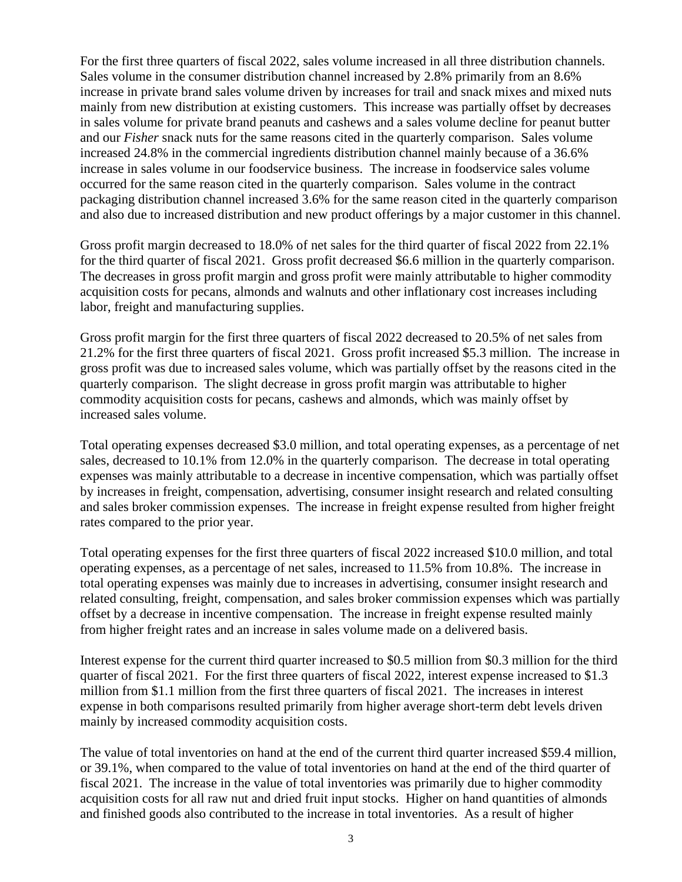For the first three quarters of fiscal 2022, sales volume increased in all three distribution channels. Sales volume in the consumer distribution channel increased by 2.8% primarily from an 8.6% increase in private brand sales volume driven by increases for trail and snack mixes and mixed nuts mainly from new distribution at existing customers. This increase was partially offset by decreases in sales volume for private brand peanuts and cashews and a sales volume decline for peanut butter and our *Fisher* snack nuts for the same reasons cited in the quarterly comparison. Sales volume increased 24.8% in the commercial ingredients distribution channel mainly because of a 36.6% increase in sales volume in our foodservice business. The increase in foodservice sales volume occurred for the same reason cited in the quarterly comparison. Sales volume in the contract packaging distribution channel increased 3.6% for the same reason cited in the quarterly comparison and also due to increased distribution and new product offerings by a major customer in this channel.

Gross profit margin decreased to 18.0% of net sales for the third quarter of fiscal 2022 from 22.1% for the third quarter of fiscal 2021. Gross profit decreased $6.6 million in the quarterly comparison. The decreases in gross profit margin and gross profit were mainly attributable to higher commodity acquisition costs for pecans, almonds and walnuts and other inflationary cost increases including labor, freight and manufacturing supplies.

Gross profit margin for the first three quarters of fiscal 2022 decreased to 20.5% of net sales from 21.2% for the first three quarters of fiscal 2021. Gross profit increased $5.3 million. The increase in gross profit was due to increased sales volume, which was partially offset by the reasons cited in the quarterly comparison. The slight decrease in gross profit margin was attributable to higher commodity acquisition costs for pecans, cashews and almonds, which was mainly offset by increased sales volume.

Total operating expenses decreased $3.0 million, and total operating expenses, as a percentage of net sales, decreased to 10.1% from 12.0% in the quarterly comparison. The decrease in total operating expenses was mainly attributable to a decrease in incentive compensation, which was partially offset by increases in freight, compensation, advertising, consumer insight research and related consulting and sales broker commission expenses. The increase in freight expense resulted from higher freight rates compared to the prior year.

Total operating expenses for the first three quarters of fiscal 2022 increased $10.0 million, and total operating expenses, as a percentage of net sales, increased to 11.5% from 10.8%. The increase in total operating expenses was mainly due to increases in advertising, consumer insight research and related consulting, freight, compensation, and sales broker commission expenses which was partially offset by a decrease in incentive compensation. The increase in freight expense resulted mainly from higher freight rates and an increase in sales volume made on a delivered basis.

Interest expense for the current third quarter increased to $0.5 million from $0.3 million for the third quarter of fiscal 2021. For the first three quarters of fiscal 2022, interest expense increased to $1.3 million from $1.1 million from the first three quarters of fiscal 2021. The increases in interest expense in both comparisons resulted primarily from higher average short-term debt levels driven mainly by increased commodity acquisition costs.

The value of total inventories on hand at the end of the current third quarter increased $59.4 million, or 39.1%, when compared to the value of total inventories on hand at the end of the third quarter of fiscal 2021. The increase in the value of total inventories was primarily due to higher commodity acquisition costs for all raw nut and dried fruit input stocks. Higher on hand quantities of almonds and finished goods also contributed to the increase in total inventories. As a result of higher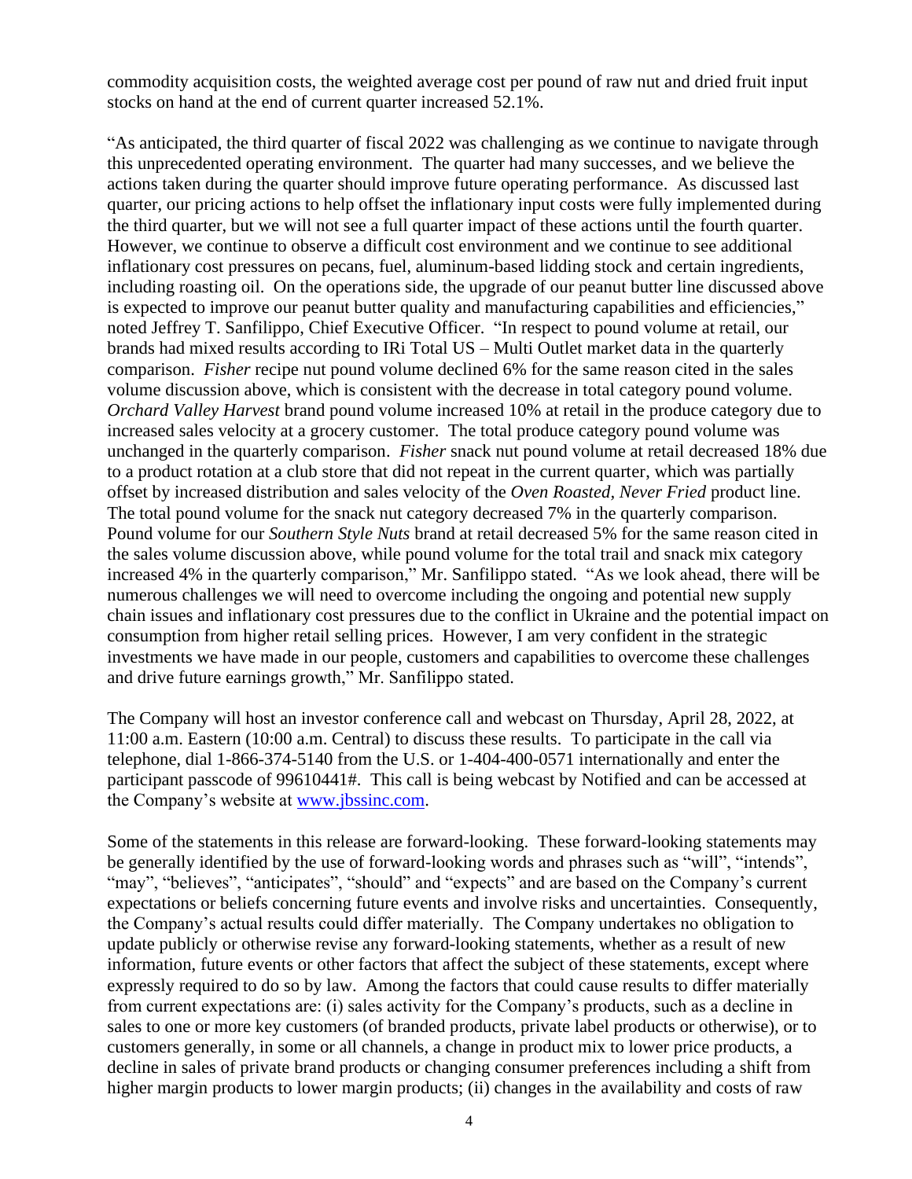commodity acquisition costs, the weighted average cost per pound of raw nut and dried fruit input stocks on hand at the end of current quarter increased 52.1%.

"As anticipated, the third quarter of fiscal 2022 was challenging as we continue to navigate through this unprecedented operating environment. The quarter had many successes, and we believe the actions taken during the quarter should improve future operating performance. As discussed last quarter, our pricing actions to help offset the inflationary input costs were fully implemented during the third quarter, but we will not see a full quarter impact of these actions until the fourth quarter. However, we continue to observe a difficult cost environment and we continue to see additional inflationary cost pressures on pecans, fuel, aluminum-based lidding stock and certain ingredients, including roasting oil. On the operations side, the upgrade of our peanut butter line discussed above is expected to improve our peanut butter quality and manufacturing capabilities and efficiencies," noted Jeffrey T. Sanfilippo, Chief Executive Officer. "In respect to pound volume at retail, our brands had mixed results according to IRi Total US – Multi Outlet market data in the quarterly comparison. *Fisher* recipe nut pound volume declined 6% for the same reason cited in the sales volume discussion above, which is consistent with the decrease in total category pound volume. *Orchard Valley Harvest* brand pound volume increased 10% at retail in the produce category due to increased sales velocity at a grocery customer. The total produce category pound volume was unchanged in the quarterly comparison. *Fisher* snack nut pound volume at retail decreased 18% due to a product rotation at a club store that did not repeat in the current quarter, which was partially offset by increased distribution and sales velocity of the *Oven Roasted, Never Fried* product line. The total pound volume for the snack nut category decreased 7% in the quarterly comparison. Pound volume for our *Southern Style Nuts* brand at retail decreased 5% for the same reason cited in the sales volume discussion above, while pound volume for the total trail and snack mix category increased 4% in the quarterly comparison," Mr. Sanfilippo stated. "As we look ahead, there will be numerous challenges we will need to overcome including the ongoing and potential new supply chain issues and inflationary cost pressures due to the conflict in Ukraine and the potential impact on consumption from higher retail selling prices. However, I am very confident in the strategic investments we have made in our people, customers and capabilities to overcome these challenges and drive future earnings growth," Mr. Sanfilippo stated.

The Company will host an investor conference call and webcast on Thursday, April 28, 2022, at 11:00 a.m. Eastern (10:00 a.m. Central) to discuss these results. To participate in the call via telephone, dial 1-866-374-5140 from the U.S. or 1-404-400-0571 internationally and enter the participant passcode of 99610441#. This call is being webcast by Notified and can be accessed at the Company's website at [www.jbssinc.com](www.jbssinc.com).

Some of the statements in this release are forward-looking. These forward-looking statements may be generally identified by the use of forward-looking words and phrases such as "will", "intends", "may", "believes", "anticipates", "should" and "expects" and are based on the Company's current expectations or beliefs concerning future events and involve risks and uncertainties. Consequently, the Company's actual results could differ materially. The Company undertakes no obligation to update publicly or otherwise revise any forward-looking statements, whether as a result of new information, future events or other factors that affect the subject of these statements, except where expressly required to do so by law. Among the factors that could cause results to differ materially from current expectations are: (i) sales activity for the Company's products, such as a decline in sales to one or more key customers (of branded products, private label products or otherwise), or to customers generally, in some or all channels, a change in product mix to lower price products, a decline in sales of private brand products or changing consumer preferences including a shift from higher margin products to lower margin products; (ii) changes in the availability and costs of raw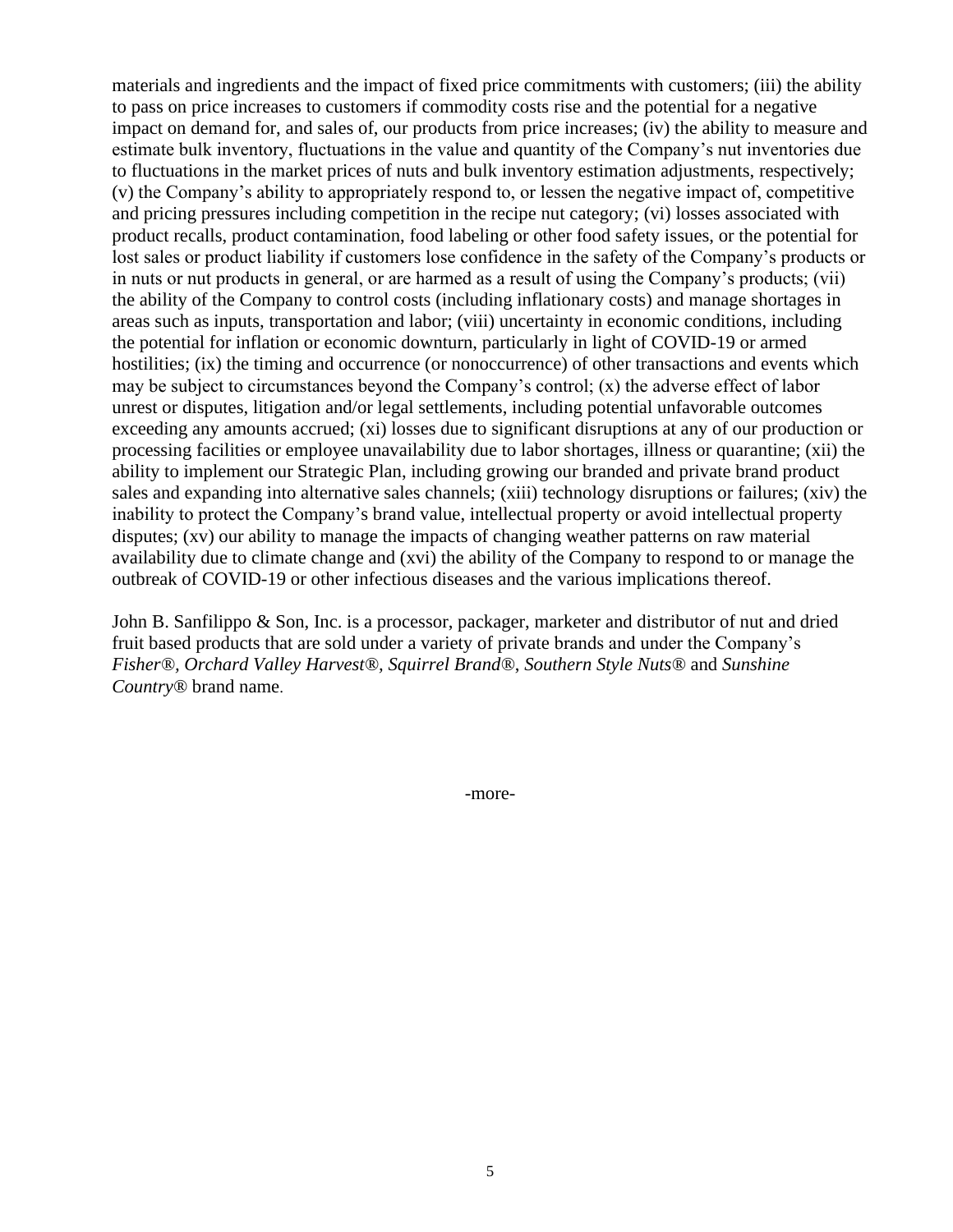materials and ingredients and the impact of fixed price commitments with customers; (iii) the ability to pass on price increases to customers if commodity costs rise and the potential for a negative impact on demand for, and sales of, our products from price increases; (iv) the ability to measure and estimate bulk inventory, fluctuations in the value and quantity of the Company's nut inventories due to fluctuations in the market prices of nuts and bulk inventory estimation adjustments, respectively; (v) the Company's ability to appropriately respond to, or lessen the negative impact of, competitive and pricing pressures including competition in the recipe nut category; (vi) losses associated with product recalls, product contamination, food labeling or other food safety issues, or the potential for lost sales or product liability if customers lose confidence in the safety of the Company's products or in nuts or nut products in general, or are harmed as a result of using the Company's products; (vii) the ability of the Company to control costs (including inflationary costs) and manage shortages in areas such as inputs, transportation and labor; (viii) uncertainty in economic conditions, including the potential for inflation or economic downturn, particularly in light of COVID-19 or armed hostilities; (ix) the timing and occurrence (or nonoccurrence) of other transactions and events which may be subject to circumstances beyond the Company's control; (x) the adverse effect of labor unrest or disputes, litigation and/or legal settlements, including potential unfavorable outcomes exceeding any amounts accrued; (xi) losses due to significant disruptions at any of our production or processing facilities or employee unavailability due to labor shortages, illness or quarantine; (xii) the ability to implement our Strategic Plan, including growing our branded and private brand product sales and expanding into alternative sales channels; (xiii) technology disruptions or failures; (xiv) the inability to protect the Company's brand value, intellectual property or avoid intellectual property disputes; (xv) our ability to manage the impacts of changing weather patterns on raw material availability due to climate change and (xvi) the ability of the Company to respond to or manage the outbreak of COVID-19 or other infectious diseases and the various implications thereof.

John B. Sanfilippo & Son, Inc. is a processor, packager, marketer and distributor of nut and dried fruit based products that are sold under a variety of private brands and under the Company's *Fisher®, Orchard Valley Harvest®, Squirrel Brand®, Southern Style Nuts®* and *Sunshine Country®* brand name.

-more-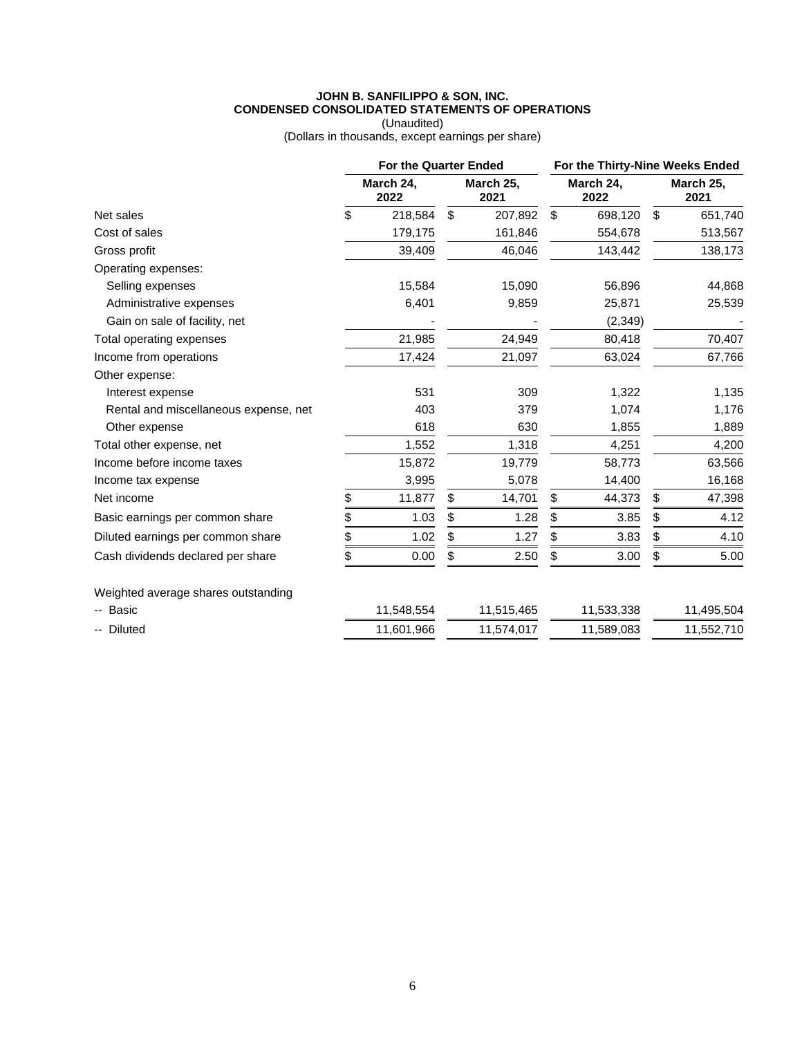**JOHN B. SANFILIPPO & SON, INC.**
**CONDENSED CONSOLIDATED STATEMENTS OF OPERATIONS**
(Unaudited)
(Dollars in thousands, except earnings per share)

| | For the Quarter Ended | | For the Thirty-Nine Weeks Ended | |
|---|---|---|---|---|
| | March 24, 2022 | March 25, 2021 | March 24, 2022 | March 25, 2021 |
| Net sales | $ 218,584 | $ 207,892 | $ 698,120 | $ 651,740 |
| Cost of sales | 179,175 | 161,846 | 554,678 | 513,567 |
| Gross profit | 39,409 | 46,046 | 143,442 | 138,173 |
| Operating expenses: | | | | |
| Selling expenses | 15,584 | 15,090 | 56,896 | 44,868 |
| Administrative expenses | 6,401 | 9,859 | 25,871 | 25,539 |
| Gain on sale of facility, net | - | - | (2,349) | - |
| Total operating expenses | 21,985 | 24,949 | 80,418 | 70,407 |
| Income from operations | 17,424 | 21,097 | 63,024 | 67,766 |
| Other expense: | | | | |
| Interest expense | 531 | 309 | 1,322 | 1,135 |
| Rental and miscellaneous expense, net | 403 | 379 | 1,074 | 1,176 |
| Other expense | 618 | 630 | 1,855 | 1,889 |
| Total other expense, net | 1,552 | 1,318 | 4,251 | 4,200 |
| Income before income taxes | 15,872 | 19,779 | 58,773 | 63,566 |
| Income tax expense | 3,995 | 5,078 | 14,400 | 16,168 |
| Net income | $ 11,877 | $ 14,701 | $ 44,373 | $ 47,398 |
| Basic earnings per common share | $ 1.03 | $ 1.28 | $ 3.85 | $ 4.12 |
| Diluted earnings per common share | $ 1.02 | $ 1.27 | $ 3.83 | $ 4.10 |
| Cash dividends declared per share | $ 0.00 | $ 2.50 | $ 3.00 | $ 5.00 |
| Weighted average shares outstanding | | | | |
| -- Basic | 11,548,554 | 11,515,465 | 11,533,338 | 11,495,504 |
| -- Diluted | 11,601,966 | 11,574,017 | 11,589,083 | 11,552,710 |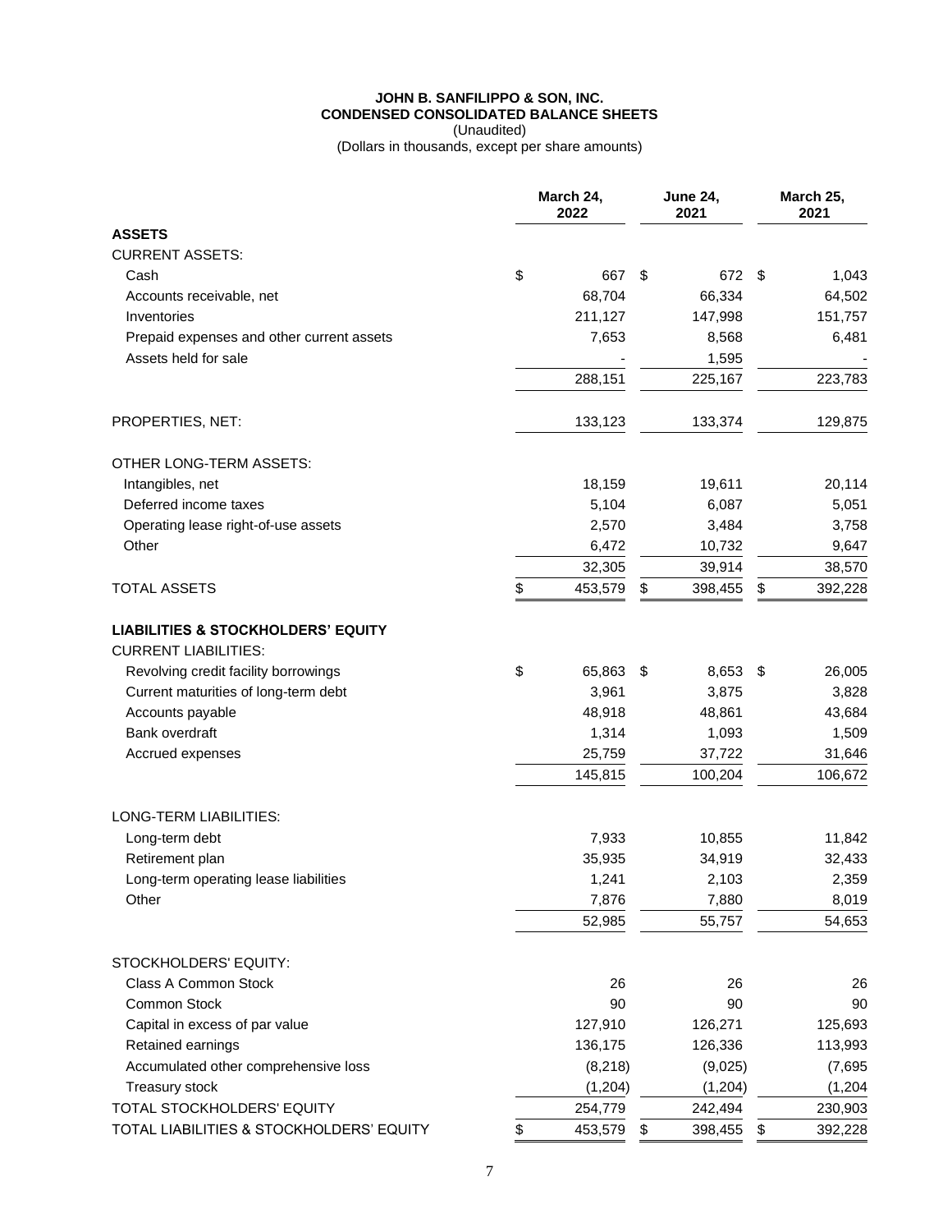**JOHN B. SANFILIPPO & SON, INC.**
**CONDENSED CONSOLIDATED BALANCE SHEETS**
(Unaudited)
(Dollars in thousands, except per share amounts)

| | March 24, 2022 | June 24, 2021 | March 25, 2021 |
|---|---|---|---|
| **ASSETS** | | | |
| CURRENT ASSETS: | | | |
| Cash | $ 667 | $ 672 | $ 1,043 |
| Accounts receivable, net | 68,704 | 66,334 | 64,502 |
| Inventories | 211,127 | 147,998 | 151,757 |
| Prepaid expenses and other current assets | 7,653 | 8,568 | 6,481 |
| Assets held for sale | - | 1,595 | - |
| | 288,151 | 225,167 | 223,783 |
| PROPERTIES, NET: | 133,123 | 133,374 | 129,875 |
| OTHER LONG-TERM ASSETS: | | | |
| Intangibles, net | 18,159 | 19,611 | 20,114 |
| Deferred income taxes | 5,104 | 6,087 | 5,051 |
| Operating lease right-of-use assets | 2,570 | 3,484 | 3,758 |
| Other | 6,472 | 10,732 | 9,647 |
| | 32,305 | 39,914 | 38,570 |
| TOTAL ASSETS | $ 453,579 | $ 398,455 | $ 392,228 |
| **LIABILITIES & STOCKHOLDERS' EQUITY** | | | |
| CURRENT LIABILITIES: | | | |
| Revolving credit facility borrowings | $ 65,863 | $ 8,653 | $ 26,005 |
| Current maturities of long-term debt | 3,961 | 3,875 | 3,828 |
| Accounts payable | 48,918 | 48,861 | 43,684 |
| Bank overdraft | 1,314 | 1,093 | 1,509 |
| Accrued expenses | 25,759 | 37,722 | 31,646 |
| | 145,815 | 100,204 | 106,672 |
| LONG-TERM LIABILITIES: | | | |
| Long-term debt | 7,933 | 10,855 | 11,842 |
| Retirement plan | 35,935 | 34,919 | 32,433 |
| Long-term operating lease liabilities | 1,241 | 2,103 | 2,359 |
| Other | 7,876 | 7,880 | 8,019 |
| | 52,985 | 55,757 | 54,653 |
| STOCKHOLDERS' EQUITY: | | | |
| Class A Common Stock | 26 | 26 | 26 |
| Common Stock | 90 | 90 | 90 |
| Capital in excess of par value | 127,910 | 126,271 | 125,693 |
| Retained earnings | 136,175 | 126,336 | 113,993 |
| Accumulated other comprehensive loss | (8,218) | (9,025) | (7,695 |
| Treasury stock | (1,204) | (1,204) | (1,204 |
| TOTAL STOCKHOLDERS' EQUITY | 254,779 | 242,494 | 230,903 |
| TOTAL LIABILITIES & STOCKHOLDERS' EQUITY | $ 453,579 | $ 398,455 | $ 392,228 |